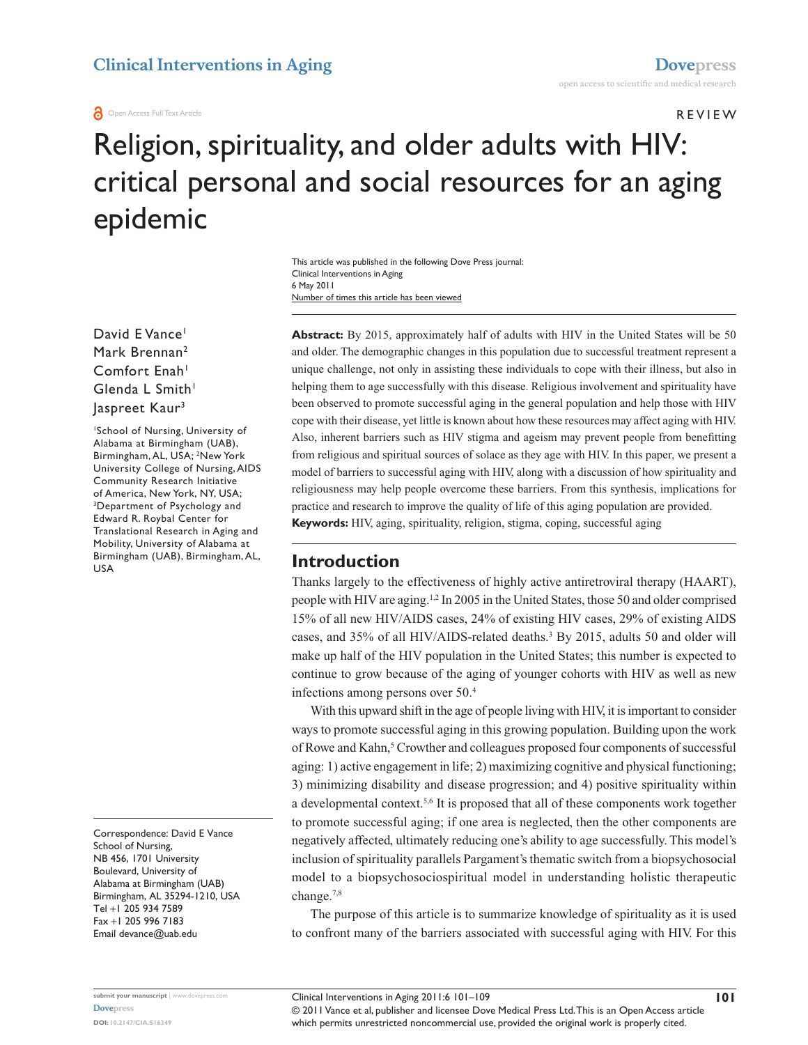REVIEW

# Religion, spirituality, and older adults with HIV: critical personal and social resources for an aging epidemic

This article was published in the following Dove Press journal:
Clinical Interventions in Aging
6 May 2011
Number of times this article has been viewed

David E Vance[1]
Mark Brennan[2]
Comfort Enah[1]
Glenda L Smith[1]
Jaspreet Kaur[3]

[1]School of Nursing, University of Alabama at Birmingham (UAB), Birmingham, AL, USA; [2]New York University College of Nursing, AIDS Community Research Initiative of America, New York, NY, USA; [3]Department of Psychology and Edward R. Roybal Center for Translational Research in Aging and Mobility, University of Alabama at Birmingham (UAB), Birmingham, AL, USA

Correspondence: David E Vance
School of Nursing,
NB 456, 1701 University Boulevard, University of Alabama at Birmingham (UAB)
Birmingham, AL 35294-1210, USA
Tel +1 205 934 7589
Fax +1 205 996 7183
Email devance@uab.edu

**Abstract:** By 2015, approximately half of adults with HIV in the United States will be 50 and older. The demographic changes in this population due to successful treatment represent a unique challenge, not only in assisting these individuals to cope with their illness, but also in helping them to age successfully with this disease. Religious involvement and spirituality have been observed to promote successful aging in the general population and help those with HIV cope with their disease, yet little is known about how these resources may affect aging with HIV. Also, inherent barriers such as HIV stigma and ageism may prevent people from benefitting from religious and spiritual sources of solace as they age with HIV. In this paper, we present a model of barriers to successful aging with HIV, along with a discussion of how spirituality and religiousness may help people overcome these barriers. From this synthesis, implications for practice and research to improve the quality of life of this aging population are provided.

**Keywords:** HIV, aging, spirituality, religion, stigma, coping, successful aging

## Introduction

Thanks largely to the effectiveness of highly active antiretroviral therapy (HAART), people with HIV are aging.[1,2] In 2005 in the United States, those 50 and older comprised 15% of all new HIV/AIDS cases, 24% of existing HIV cases, 29% of existing AIDS cases, and 35% of all HIV/AIDS-related deaths.[3] By 2015, adults 50 and older will make up half of the HIV population in the United States; this number is expected to continue to grow because of the aging of younger cohorts with HIV as well as new infections among persons over 50.[4]

With this upward shift in the age of people living with HIV, it is important to consider ways to promote successful aging in this growing population. Building upon the work of Rowe and Kahn,[5] Crowther and colleagues proposed four components of successful aging: 1) active engagement in life; 2) maximizing cognitive and physical functioning; 3) minimizing disability and disease progression; and 4) positive spirituality within a developmental context.[5,6] It is proposed that all of these components work together to promote successful aging; if one area is neglected, then the other components are negatively affected, ultimately reducing one's ability to age successfully. This model's inclusion of spirituality parallels Pargament's thematic switch from a biopsychosocial model to a biopsychosociospiritual model in understanding holistic therapeutic change.[7,8]

The purpose of this article is to summarize knowledge of spirituality as it is used to confront many of the barriers associated with successful aging with HIV. For this

© 2011 Vance et al, publisher and licensee Dove Medical Press Ltd. This is an Open Access article which permits unrestricted noncommercial use, provided the original work is properly cited.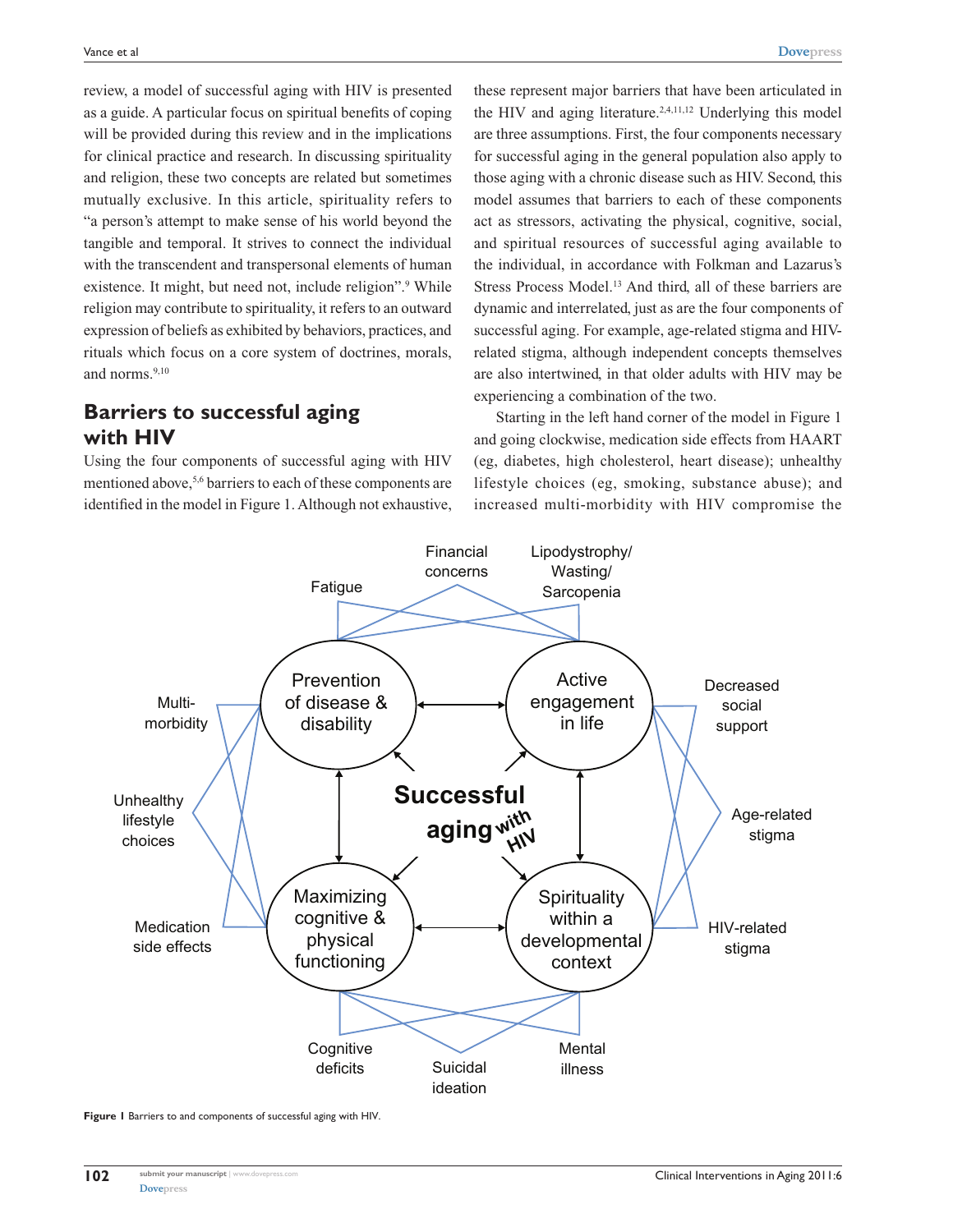review, a model of successful aging with HIV is presented as a guide. A particular focus on spiritual benefits of coping will be provided during this review and in the implications for clinical practice and research. In discussing spirituality and religion, these two concepts are related but sometimes mutually exclusive. In this article, spirituality refers to "a person's attempt to make sense of his world beyond the tangible and temporal. It strives to connect the individual with the transcendent and transpersonal elements of human existence. It might, but need not, include religion".[9] While religion may contribute to spirituality, it refers to an outward expression of beliefs as exhibited by behaviors, practices, and rituals which focus on a core system of doctrines, morals, and norms.[9,10]

## Barriers to successful aging with HIV

Using the four components of successful aging with HIV mentioned above,[5,6] barriers to each of these components are identified in the model in Figure 1. Although not exhaustive, these represent major barriers that have been articulated in the HIV and aging literature.[2,4,11,12] Underlying this model are three assumptions. First, the four components necessary for successful aging in the general population also apply to those aging with a chronic disease such as HIV. Second, this model assumes that barriers to each of these components act as stressors, activating the physical, cognitive, social, and spiritual resources of successful aging available to the individual, in accordance with Folkman and Lazarus's Stress Process Model.[13] And third, all of these barriers are dynamic and interrelated, just as are the four components of successful aging. For example, age-related stigma and HIV-related stigma, although independent concepts themselves are also intertwined, in that older adults with HIV may be experiencing a combination of the two.

Starting in the left hand corner of the model in Figure 1 and going clockwise, medication side effects from HAART (eg, diabetes, high cholesterol, heart disease); unhealthy lifestyle choices (eg, smoking, substance abuse); and increased multi-morbidity with HIV compromise the

Fatigue
Financial concerns
Lipodystrophy/ Wasting/ Sarcopenia
Prevention of disease & disability
Active engagement in life
Multi-morbidity
Decreased social support
Unhealthy lifestyle choices
Successful aging with HIV
Age-related stigma
Medication side effects
Maximizing cognitive & physical functioning
Spirituality within a developmental context
HIV-related stigma
Cognitive deficits
Suicidal ideation
Mental illness

**Figure 1** Barriers to and components of successful aging with HIV.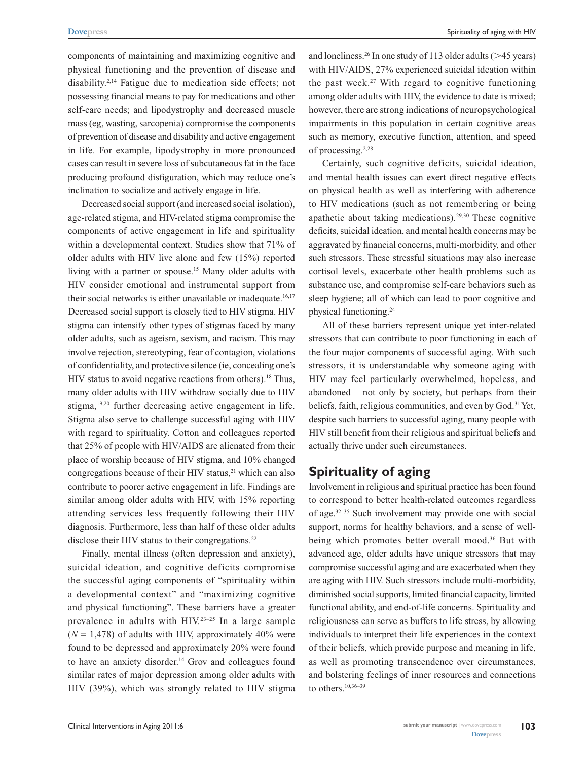components of maintaining and maximizing cognitive and physical functioning and the prevention of disease and disability.[2,14] Fatigue due to medication side effects; not possessing financial means to pay for medications and other self-care needs; and lipodystrophy and decreased muscle mass (eg, wasting, sarcopenia) compromise the components of prevention of disease and disability and active engagement in life. For example, lipodystrophy in more pronounced cases can result in severe loss of subcutaneous fat in the face producing profound disfiguration, which may reduce one's inclination to socialize and actively engage in life.

Decreased social support (and increased social isolation), age-related stigma, and HIV-related stigma compromise the components of active engagement in life and spirituality within a developmental context. Studies show that 71% of older adults with HIV live alone and few (15%) reported living with a partner or spouse.[15] Many older adults with HIV consider emotional and instrumental support from their social networks is either unavailable or inadequate.[16,17] Decreased social support is closely tied to HIV stigma. HIV stigma can intensify other types of stigmas faced by many older adults, such as ageism, sexism, and racism. This may involve rejection, stereotyping, fear of contagion, violations of confidentiality, and protective silence (ie, concealing one's HIV status to avoid negative reactions from others).[18] Thus, many older adults with HIV withdraw socially due to HIV stigma,[19,20] further decreasing active engagement in life. Stigma also serve to challenge successful aging with HIV with regard to spirituality. Cotton and colleagues reported that 25% of people with HIV/AIDS are alienated from their place of worship because of HIV stigma, and 10% changed congregations because of their HIV status,[21] which can also contribute to poorer active engagement in life. Findings are similar among older adults with HIV, with 15% reporting attending services less frequently following their HIV diagnosis. Furthermore, less than half of these older adults disclose their HIV status to their congregations.[22]

Finally, mental illness (often depression and anxiety), suicidal ideation, and cognitive deficits compromise the successful aging components of "spirituality within a developmental context" and "maximizing cognitive and physical functioning". These barriers have a greater prevalence in adults with HIV.[23–25] In a large sample ($N = 1,478$) of adults with HIV, approximately 40% were found to be depressed and approximately 20% were found to have an anxiety disorder.[14] Grov and colleagues found similar rates of major depression among older adults with HIV (39%), which was strongly related to HIV stigma and loneliness.[26] In one study of 113 older adults (>45 years) with HIV/AIDS, 27% experienced suicidal ideation within the past week.[27] With regard to cognitive functioning among older adults with HIV, the evidence to date is mixed; however, there are strong indications of neuropsychological impairments in this population in certain cognitive areas such as memory, executive function, attention, and speed of processing.[2,28]

Certainly, such cognitive deficits, suicidal ideation, and mental health issues can exert direct negative effects on physical health as well as interfering with adherence to HIV medications (such as not remembering or being apathetic about taking medications).[29,30] These cognitive deficits, suicidal ideation, and mental health concerns may be aggravated by financial concerns, multi-morbidity, and other such stressors. These stressful situations may also increase cortisol levels, exacerbate other health problems such as substance use, and compromise self-care behaviors such as sleep hygiene; all of which can lead to poor cognitive and physical functioning.[24]

All of these barriers represent unique yet inter-related stressors that can contribute to poor functioning in each of the four major components of successful aging. With such stressors, it is understandable why someone aging with HIV may feel particularly overwhelmed, hopeless, and abandoned – not only by society, but perhaps from their beliefs, faith, religious communities, and even by God.[31] Yet, despite such barriers to successful aging, many people with HIV still benefit from their religious and spiritual beliefs and actually thrive under such circumstances.

## Spirituality of aging

Involvement in religious and spiritual practice has been found to correspond to better health-related outcomes regardless of age.[32–35] Such involvement may provide one with social support, norms for healthy behaviors, and a sense of well-being which promotes better overall mood.[36] But with advanced age, older adults have unique stressors that may compromise successful aging and are exacerbated when they are aging with HIV. Such stressors include multi-morbidity, diminished social supports, limited financial capacity, limited functional ability, and end-of-life concerns. Spirituality and religiousness can serve as buffers to life stress, by allowing individuals to interpret their life experiences in the context of their beliefs, which provide purpose and meaning in life, as well as promoting transcendence over circumstances, and bolstering feelings of inner resources and connections to others.[10,36–39]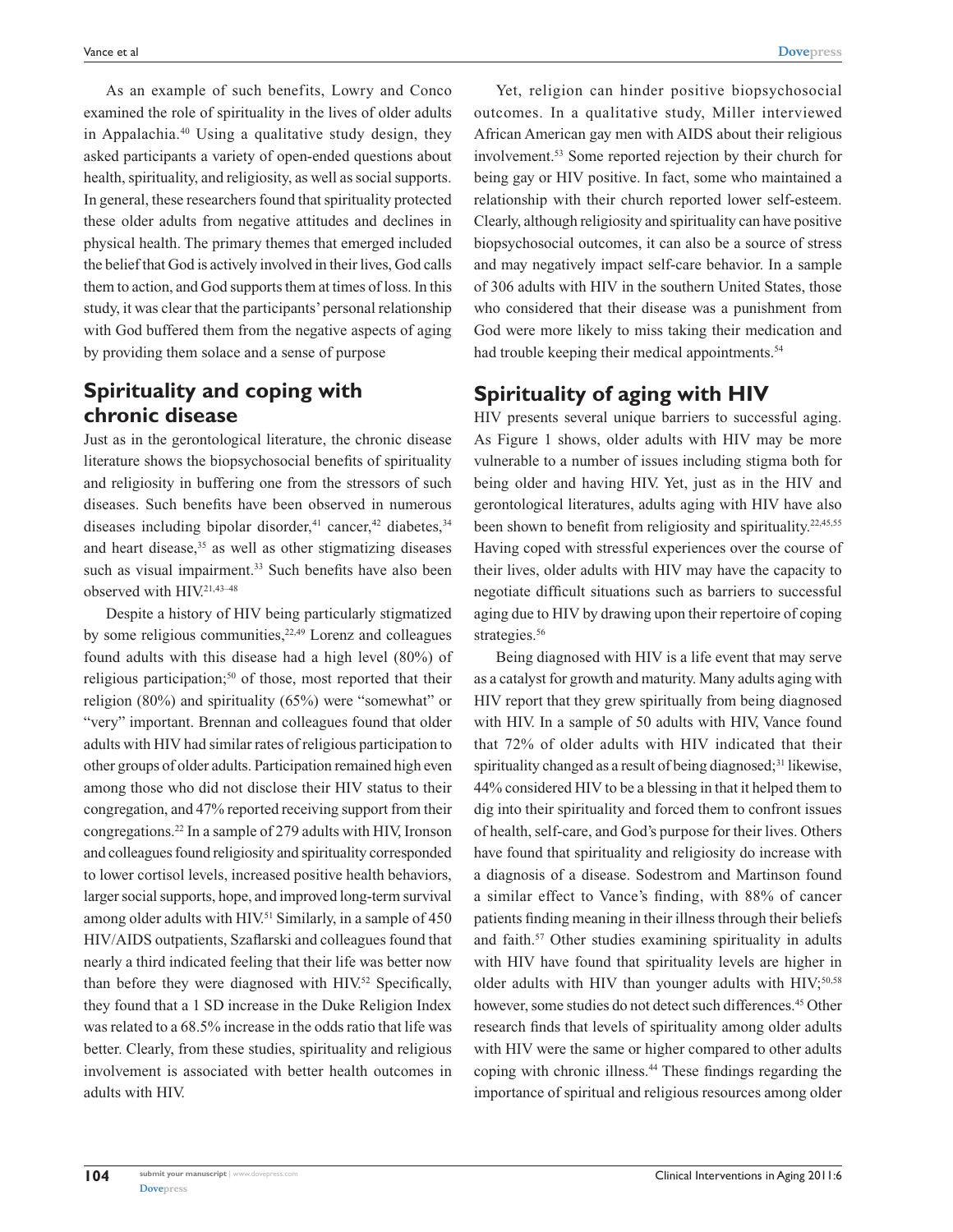As an example of such benefits, Lowry and Conco examined the role of spirituality in the lives of older adults in Appalachia.[40] Using a qualitative study design, they asked participants a variety of open-ended questions about health, spirituality, and religiosity, as well as social supports. In general, these researchers found that spirituality protected these older adults from negative attitudes and declines in physical health. The primary themes that emerged included the belief that God is actively involved in their lives, God calls them to action, and God supports them at times of loss. In this study, it was clear that the participants' personal relationship with God buffered them from the negative aspects of aging by providing them solace and a sense of purpose

## Spirituality and coping with chronic disease

Just as in the gerontological literature, the chronic disease literature shows the biopsychosocial benefits of spirituality and religiosity in buffering one from the stressors of such diseases. Such benefits have been observed in numerous diseases including bipolar disorder,[41] cancer,[42] diabetes,[34] and heart disease,[35] as well as other stigmatizing diseases such as visual impairment.[33] Such benefits have also been observed with HIV.[21,43–48]

Despite a history of HIV being particularly stigmatized by some religious communities,[22,49] Lorenz and colleagues found adults with this disease had a high level (80%) of religious participation;[50] of those, most reported that their religion (80%) and spirituality (65%) were "somewhat" or "very" important. Brennan and colleagues found that older adults with HIV had similar rates of religious participation to other groups of older adults. Participation remained high even among those who did not disclose their HIV status to their congregation, and 47% reported receiving support from their congregations.[22] In a sample of 279 adults with HIV, Ironson and colleagues found religiosity and spirituality corresponded to lower cortisol levels, increased positive health behaviors, larger social supports, hope, and improved long-term survival among older adults with HIV.[51] Similarly, in a sample of 450 HIV/AIDS outpatients, Szaflarski and colleagues found that nearly a third indicated feeling that their life was better now than before they were diagnosed with HIV.[52] Specifically, they found that a 1 SD increase in the Duke Religion Index was related to a 68.5% increase in the odds ratio that life was better. Clearly, from these studies, spirituality and religious involvement is associated with better health outcomes in adults with HIV.

Yet, religion can hinder positive biopsychosocial outcomes. In a qualitative study, Miller interviewed African American gay men with AIDS about their religious involvement.[53] Some reported rejection by their church for being gay or HIV positive. In fact, some who maintained a relationship with their church reported lower self-esteem. Clearly, although religiosity and spirituality can have positive biopsychosocial outcomes, it can also be a source of stress and may negatively impact self-care behavior. In a sample of 306 adults with HIV in the southern United States, those who considered that their disease was a punishment from God were more likely to miss taking their medication and had trouble keeping their medical appointments.[54]

## Spirituality of aging with HIV

HIV presents several unique barriers to successful aging. As Figure 1 shows, older adults with HIV may be more vulnerable to a number of issues including stigma both for being older and having HIV. Yet, just as in the HIV and gerontological literatures, adults aging with HIV have also been shown to benefit from religiosity and spirituality.[22,45,55] Having coped with stressful experiences over the course of their lives, older adults with HIV may have the capacity to negotiate difficult situations such as barriers to successful aging due to HIV by drawing upon their repertoire of coping strategies.[56]

Being diagnosed with HIV is a life event that may serve as a catalyst for growth and maturity. Many adults aging with HIV report that they grew spiritually from being diagnosed with HIV. In a sample of 50 adults with HIV, Vance found that 72% of older adults with HIV indicated that their spirituality changed as a result of being diagnosed;[31] likewise, 44% considered HIV to be a blessing in that it helped them to dig into their spirituality and forced them to confront issues of health, self-care, and God's purpose for their lives. Others have found that spirituality and religiosity do increase with a diagnosis of a disease. Sodestrom and Martinson found a similar effect to Vance's finding, with 88% of cancer patients finding meaning in their illness through their beliefs and faith.[57] Other studies examining spirituality in adults with HIV have found that spirituality levels are higher in older adults with HIV than younger adults with HIV;[50,58] however, some studies do not detect such differences.[45] Other research finds that levels of spirituality among older adults with HIV were the same or higher compared to other adults coping with chronic illness.[44] These findings regarding the importance of spiritual and religious resources among older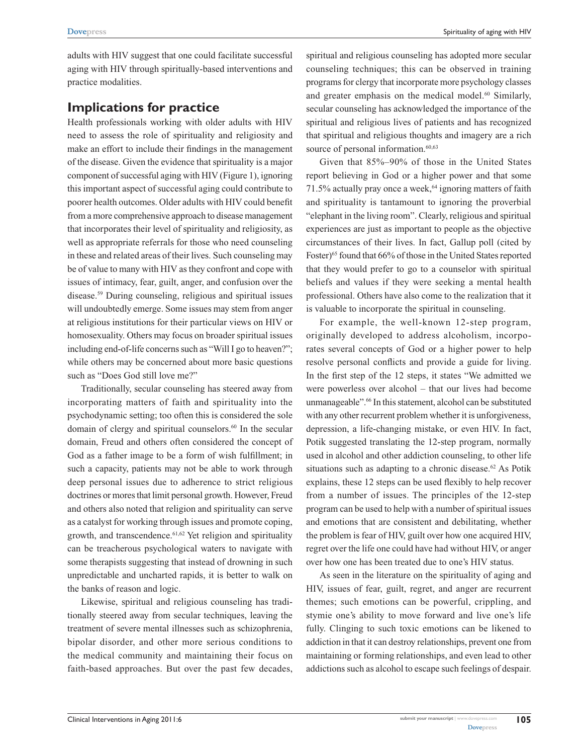adults with HIV suggest that one could facilitate successful aging with HIV through spiritually-based interventions and practice modalities.

## Implications for practice

Health professionals working with older adults with HIV need to assess the role of spirituality and religiosity and make an effort to include their findings in the management of the disease. Given the evidence that spirituality is a major component of successful aging with HIV (Figure 1), ignoring this important aspect of successful aging could contribute to poorer health outcomes. Older adults with HIV could benefit from a more comprehensive approach to disease management that incorporates their level of spirituality and religiosity, as well as appropriate referrals for those who need counseling in these and related areas of their lives. Such counseling may be of value to many with HIV as they confront and cope with issues of intimacy, fear, guilt, anger, and confusion over the disease.[59] During counseling, religious and spiritual issues will undoubtedly emerge. Some issues may stem from anger at religious institutions for their particular views on HIV or homosexuality. Others may focus on broader spiritual issues including end-of-life concerns such as "Will I go to heaven?"; while others may be concerned about more basic questions such as "Does God still love me?"

Traditionally, secular counseling has steered away from incorporating matters of faith and spirituality into the psychodynamic setting; too often this is considered the sole domain of clergy and spiritual counselors.[60] In the secular domain, Freud and others often considered the concept of God as a father image to be a form of wish fulfillment; in such a capacity, patients may not be able to work through deep personal issues due to adherence to strict religious doctrines or mores that limit personal growth. However, Freud and others also noted that religion and spirituality can serve as a catalyst for working through issues and promote coping, growth, and transcendence.[61,62] Yet religion and spirituality can be treacherous psychological waters to navigate with some therapists suggesting that instead of drowning in such unpredictable and uncharted rapids, it is better to walk on the banks of reason and logic.

Likewise, spiritual and religious counseling has traditionally steered away from secular techniques, leaving the treatment of severe mental illnesses such as schizophrenia, bipolar disorder, and other more serious conditions to the medical community and maintaining their focus on faith-based approaches. But over the past few decades, spiritual and religious counseling has adopted more secular counseling techniques; this can be observed in training programs for clergy that incorporate more psychology classes and greater emphasis on the medical model.[60] Similarly, secular counseling has acknowledged the importance of the spiritual and religious lives of patients and has recognized that spiritual and religious thoughts and imagery are a rich source of personal information.[60,63]

Given that 85%–90% of those in the United States report believing in God or a higher power and that some 71.5% actually pray once a week,[64] ignoring matters of faith and spirituality is tantamount to ignoring the proverbial "elephant in the living room". Clearly, religious and spiritual experiences are just as important to people as the objective circumstances of their lives. In fact, Gallup poll (cited by Foster)[65] found that 66% of those in the United States reported that they would prefer to go to a counselor with spiritual beliefs and values if they were seeking a mental health professional. Others have also come to the realization that it is valuable to incorporate the spiritual in counseling.

For example, the well-known 12-step program, originally developed to address alcoholism, incorporates several concepts of God or a higher power to help resolve personal conflicts and provide a guide for living. In the first step of the 12 steps, it states "We admitted we were powerless over alcohol – that our lives had become unmanageable".[66] In this statement, alcohol can be substituted with any other recurrent problem whether it is unforgiveness, depression, a life-changing mistake, or even HIV. In fact, Potik suggested translating the 12-step program, normally used in alcohol and other addiction counseling, to other life situations such as adapting to a chronic disease.[62] As Potik explains, these 12 steps can be used flexibly to help recover from a number of issues. The principles of the 12-step program can be used to help with a number of spiritual issues and emotions that are consistent and debilitating, whether the problem is fear of HIV, guilt over how one acquired HIV, regret over the life one could have had without HIV, or anger over how one has been treated due to one's HIV status.

As seen in the literature on the spirituality of aging and HIV, issues of fear, guilt, regret, and anger are recurrent themes; such emotions can be powerful, crippling, and stymie one's ability to move forward and live one's life fully. Clinging to such toxic emotions can be likened to addiction in that it can destroy relationships, prevent one from maintaining or forming relationships, and even lead to other addictions such as alcohol to escape such feelings of despair.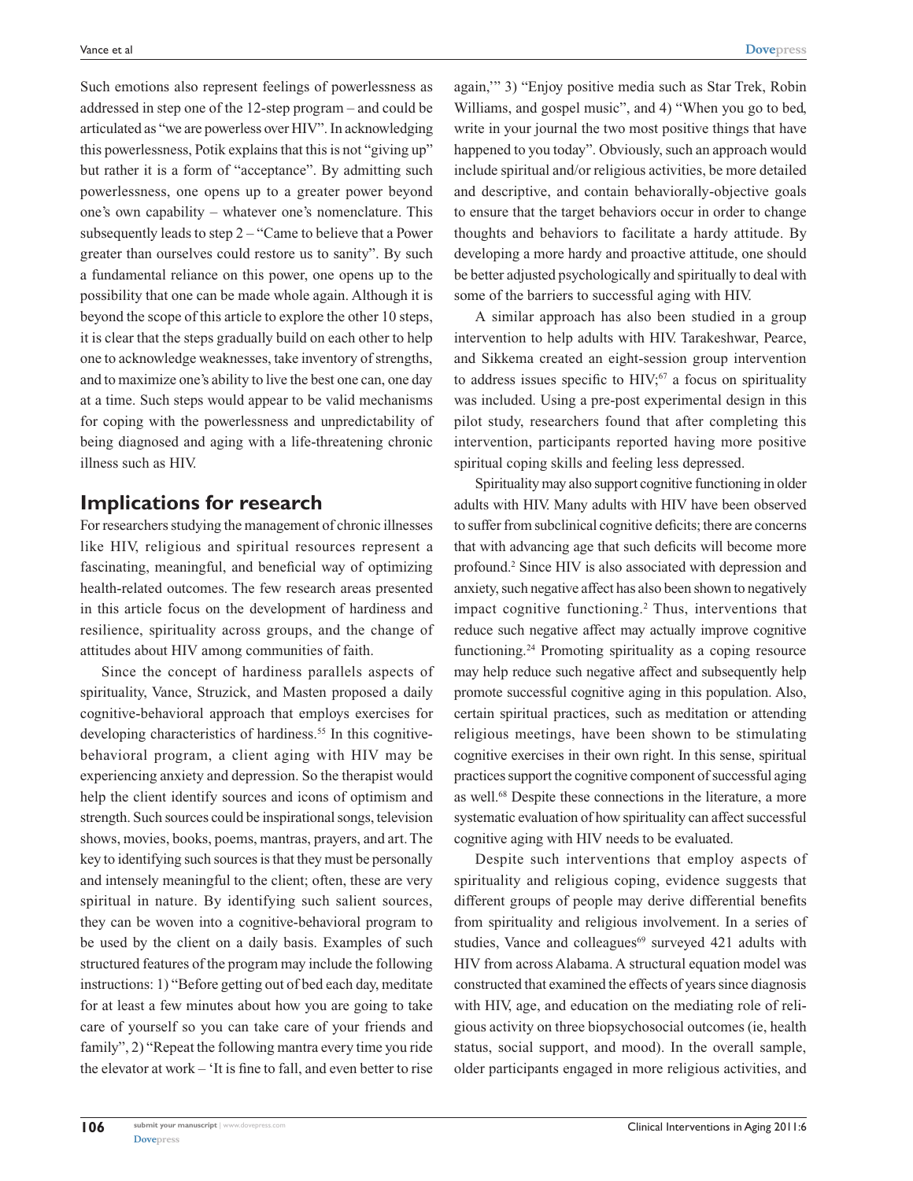Such emotions also represent feelings of powerlessness as addressed in step one of the 12-step program – and could be articulated as "we are powerless over HIV". In acknowledging this powerlessness, Potik explains that this is not "giving up" but rather it is a form of "acceptance". By admitting such powerlessness, one opens up to a greater power beyond one's own capability – whatever one's nomenclature. This subsequently leads to step 2 – "Came to believe that a Power greater than ourselves could restore us to sanity". By such a fundamental reliance on this power, one opens up to the possibility that one can be made whole again. Although it is beyond the scope of this article to explore the other 10 steps, it is clear that the steps gradually build on each other to help one to acknowledge weaknesses, take inventory of strengths, and to maximize one's ability to live the best one can, one day at a time. Such steps would appear to be valid mechanisms for coping with the powerlessness and unpredictability of being diagnosed and aging with a life-threatening chronic illness such as HIV.

## Implications for research

For researchers studying the management of chronic illnesses like HIV, religious and spiritual resources represent a fascinating, meaningful, and beneficial way of optimizing health-related outcomes. The few research areas presented in this article focus on the development of hardiness and resilience, spirituality across groups, and the change of attitudes about HIV among communities of faith.

Since the concept of hardiness parallels aspects of spirituality, Vance, Struzick, and Masten proposed a daily cognitive-behavioral approach that employs exercises for developing characteristics of hardiness.[55] In this cognitive-behavioral program, a client aging with HIV may be experiencing anxiety and depression. So the therapist would help the client identify sources and icons of optimism and strength. Such sources could be inspirational songs, television shows, movies, books, poems, mantras, prayers, and art. The key to identifying such sources is that they must be personally and intensely meaningful to the client; often, these are very spiritual in nature. By identifying such salient sources, they can be woven into a cognitive-behavioral program to be used by the client on a daily basis. Examples of such structured features of the program may include the following instructions: 1) "Before getting out of bed each day, meditate for at least a few minutes about how you are going to take care of yourself so you can take care of your friends and family", 2) "Repeat the following mantra every time you ride the elevator at work – 'It is fine to fall, and even better to rise again,'" 3) "Enjoy positive media such as Star Trek, Robin Williams, and gospel music", and 4) "When you go to bed, write in your journal the two most positive things that have happened to you today". Obviously, such an approach would include spiritual and/or religious activities, be more detailed and descriptive, and contain behaviorally-objective goals to ensure that the target behaviors occur in order to change thoughts and behaviors to facilitate a hardy attitude. By developing a more hardy and proactive attitude, one should be better adjusted psychologically and spiritually to deal with some of the barriers to successful aging with HIV.

A similar approach has also been studied in a group intervention to help adults with HIV. Tarakeshwar, Pearce, and Sikkema created an eight-session group intervention to address issues specific to HIV;[67] a focus on spirituality was included. Using a pre-post experimental design in this pilot study, researchers found that after completing this intervention, participants reported having more positive spiritual coping skills and feeling less depressed.

Spirituality may also support cognitive functioning in older adults with HIV. Many adults with HIV have been observed to suffer from subclinical cognitive deficits; there are concerns that with advancing age that such deficits will become more profound.[2] Since HIV is also associated with depression and anxiety, such negative affect has also been shown to negatively impact cognitive functioning.[2] Thus, interventions that reduce such negative affect may actually improve cognitive functioning.[24] Promoting spirituality as a coping resource may help reduce such negative affect and subsequently help promote successful cognitive aging in this population. Also, certain spiritual practices, such as meditation or attending religious meetings, have been shown to be stimulating cognitive exercises in their own right. In this sense, spiritual practices support the cognitive component of successful aging as well.[68] Despite these connections in the literature, a more systematic evaluation of how spirituality can affect successful cognitive aging with HIV needs to be evaluated.

Despite such interventions that employ aspects of spirituality and religious coping, evidence suggests that different groups of people may derive differential benefits from spirituality and religious involvement. In a series of studies, Vance and colleagues[69] surveyed 421 adults with HIV from across Alabama. A structural equation model was constructed that examined the effects of years since diagnosis with HIV, age, and education on the mediating role of religious activity on three biopsychosocial outcomes (ie, health status, social support, and mood). In the overall sample, older participants engaged in more religious activities, and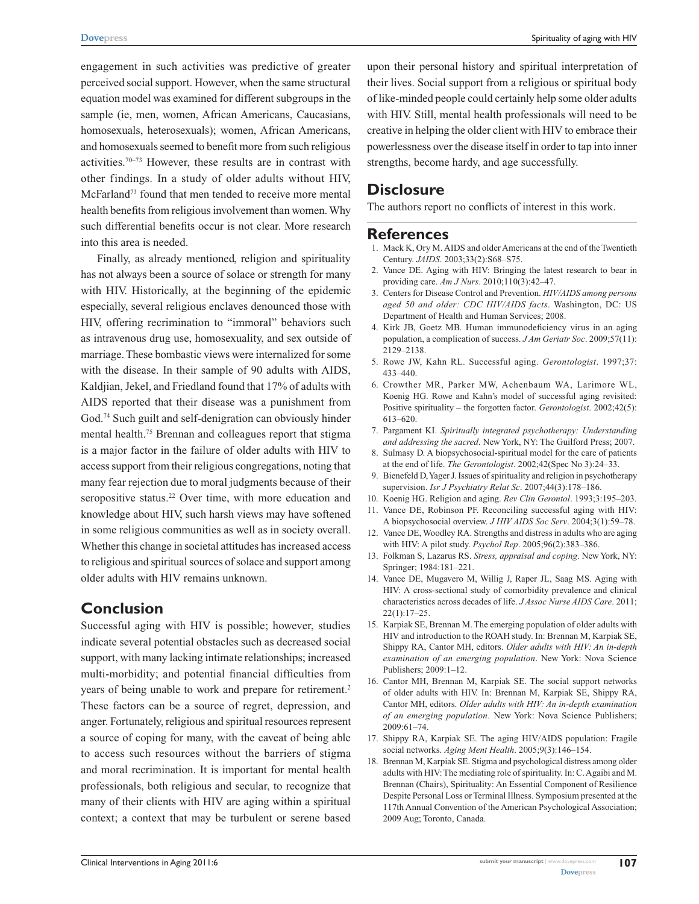engagement in such activities was predictive of greater perceived social support. However, when the same structural equation model was examined for different subgroups in the sample (ie, men, women, African Americans, Caucasians, homosexuals, heterosexuals); women, African Americans, and homosexuals seemed to benefit more from such religious activities.[70–73] However, these results are in contrast with other findings. In a study of older adults without HIV, McFarland[73] found that men tended to receive more mental health benefits from religious involvement than women. Why such differential benefits occur is not clear. More research into this area is needed.

Finally, as already mentioned, religion and spirituality has not always been a source of solace or strength for many with HIV. Historically, at the beginning of the epidemic especially, several religious enclaves denounced those with HIV, offering recrimination to "immoral" behaviors such as intravenous drug use, homosexuality, and sex outside of marriage. These bombastic views were internalized for some with the disease. In their sample of 90 adults with AIDS, Kaldjian, Jekel, and Friedland found that 17% of adults with AIDS reported that their disease was a punishment from God.[74] Such guilt and self-denigration can obviously hinder mental health.[75] Brennan and colleagues report that stigma is a major factor in the failure of older adults with HIV to access support from their religious congregations, noting that many fear rejection due to moral judgments because of their seropositive status.[22] Over time, with more education and knowledge about HIV, such harsh views may have softened in some religious communities as well as in society overall. Whether this change in societal attitudes has increased access to religious and spiritual sources of solace and support among older adults with HIV remains unknown.

## Conclusion

Successful aging with HIV is possible; however, studies indicate several potential obstacles such as decreased social support, with many lacking intimate relationships; increased multi-morbidity; and potential financial difficulties from years of being unable to work and prepare for retirement.[2] These factors can be a source of regret, depression, and anger. Fortunately, religious and spiritual resources represent a source of coping for many, with the caveat of being able to access such resources without the barriers of stigma and moral recrimination. It is important for mental health professionals, both religious and secular, to recognize that many of their clients with HIV are aging within a spiritual context; a context that may be turbulent or serene based upon their personal history and spiritual interpretation of their lives. Social support from a religious or spiritual body of like-minded people could certainly help some older adults with HIV. Still, mental health professionals will need to be creative in helping the older client with HIV to embrace their powerlessness over the disease itself in order to tap into inner strengths, become hardy, and age successfully.

## Disclosure

The authors report no conflicts of interest in this work.

## References

1. Mack K, Ory M. AIDS and older Americans at the end of the Twentieth Century. *JAIDS*. 2003;33(2):S68–S75.
2. Vance DE. Aging with HIV: Bringing the latest research to bear in providing care. *Am J Nurs*. 2010;110(3):42–47.
3. Centers for Disease Control and Prevention. *HIV/AIDS among persons aged 50 and older: CDC HIV/AIDS facts*. Washington, DC: US Department of Health and Human Services; 2008.
4. Kirk JB, Goetz MB. Human immunodeficiency virus in an aging population, a complication of success. *J Am Geriatr Soc*. 2009;57(11): 2129–2138.
5. Rowe JW, Kahn RL. Successful aging. *Gerontologist*. 1997;37: 433–440.
6. Crowther MR, Parker MW, Achenbaum WA, Larimore WL, Koenig HG. Rowe and Kahn's model of successful aging revisited: Positive spirituality – the forgotten factor. *Gerontologist*. 2002;42(5): 613–620.
7. Pargament KI. *Spiritually integrated psychotherapy: Understanding and addressing the sacred*. New York, NY: The Guilford Press; 2007.
8. Sulmasy D. A biopsychosocial-spiritual model for the care of patients at the end of life. *The Gerontologist*. 2002;42(Spec No 3):24–33.
9. Bienefeld D, Yager J. Issues of spirituality and religion in psychotherapy supervision. *Isr J Psychiatry Relat Sc*. 2007;44(3):178–186.
10. Koenig HG. Religion and aging. *Rev Clin Gerontol*. 1993;3:195–203.
11. Vance DE, Robinson PF. Reconciling successful aging with HIV: A biopsychosocial overview. *J HIV AIDS Soc Serv*. 2004;3(1):59–78.
12. Vance DE, Woodley RA. Strengths and distress in adults who are aging with HIV: A pilot study. *Psychol Rep*. 2005;96(2):383–386.
13. Folkman S, Lazarus RS. *Stress, appraisal and coping*. New York, NY: Springer; 1984:181–221.
14. Vance DE, Mugavero M, Willig J, Raper JL, Saag MS. Aging with HIV: A cross-sectional study of comorbidity prevalence and clinical characteristics across decades of life. *J Assoc Nurse AIDS Care*. 2011; 22(1):17–25.
15. Karpiak SE, Brennan M. The emerging population of older adults with HIV and introduction to the ROAH study. In: Brennan M, Karpiak SE, Shippy RA, Cantor MH, editors. *Older adults with HIV: An in-depth examination of an emerging population*. New York: Nova Science Publishers; 2009:1–12.
16. Cantor MH, Brennan M, Karpiak SE. The social support networks of older adults with HIV. In: Brennan M, Karpiak SE, Shippy RA, Cantor MH, editors. *Older adults with HIV: An in-depth examination of an emerging population*. New York: Nova Science Publishers; 2009:61–74.
17. Shippy RA, Karpiak SE. The aging HIV/AIDS population: Fragile social networks. *Aging Ment Health*. 2005;9(3):146–154.
18. Brennan M, Karpiak SE. Stigma and psychological distress among older adults with HIV: The mediating role of spirituality. In: C. Agaibi and M. Brennan (Chairs), Spirituality: An Essential Component of Resilience Despite Personal Loss or Terminal Illness. Symposium presented at the 117th Annual Convention of the American Psychological Association; 2009 Aug; Toronto, Canada.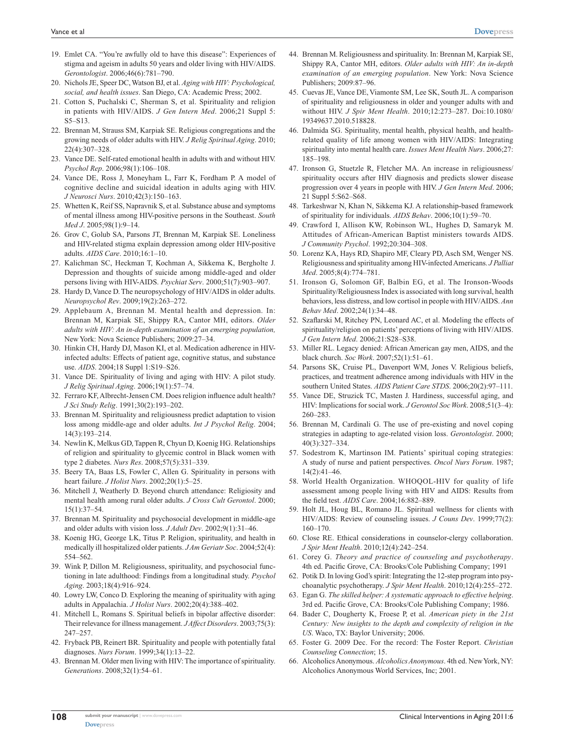19. Emlet CA. "You're awfully old to have this disease": Experiences of stigma and ageism in adults 50 years and older living with HIV/AIDS. *Gerontologist*. 2006;46(6):781–790.
20. Nichols JE, Speer DC, Watson BJ, et al. *Aging with HIV: Psychological, social, and health issues*. San Diego, CA: Academic Press; 2002.
21. Cotton S, Puchalski C, Sherman S, et al. Spirituality and religion in patients with HIV/AIDS. *J Gen Intern Med*. 2006;21 Suppl 5: S5–S13.
22. Brennan M, Strauss SM, Karpiak SE. Religious congregations and the growing needs of older adults with HIV. *J Relig Spiritual Aging*. 2010; 22(4):307–328.
23. Vance DE. Self-rated emotional health in adults with and without HIV. *Psychol Rep*. 2006;98(1):106–108.
24. Vance DE, Ross J, Moneyham L, Farr K, Fordham P. A model of cognitive decline and suicidal ideation in adults aging with HIV. *J Neurosci Nurs*. 2010;42(3):150–163.
25. Whetten K, Reif SS, Napravnik S, et al. Substance abuse and symptoms of mental illness among HIV-positive persons in the Southeast. *South Med J*. 2005;98(1):9–14.
26. Grov C, Golub SA, Parsons JT, Brennan M, Karpiak SE. Loneliness and HIV-related stigma explain depression among older HIV-positive adults. *AIDS Care*. 2010;16:1–10.
27. Kalichman SC, Heckman T, Kochman A, Sikkema K, Bergholte J. Depression and thoughts of suicide among middle-aged and older persons living with HIV-AIDS. *Psychiat Serv*. 2000;51(7):903–907.
28. Hardy D, Vance D. The neuropsychology of HIV/AIDS in older adults. *Neuropsychol Rev*. 2009;19(2):263–272.
29. Applebaum A, Brennan M. Mental health and depression. In: Brennan M, Karpiak SE, Shippy RA, Cantor MH, editors. *Older adults with HIV: An in-depth examination of an emerging population,* New York: Nova Science Publishers; 2009:27–34.
30. Hinkin CH, Hardy DJ, Mason KI, et al. Medication adherence in HIV-infected adults: Effects of patient age, cognitive status, and substance use. *AIDS*. 2004;18 Suppl 1:S19–S26.
31. Vance DE. Spirituality of living and aging with HIV: A pilot study. *J Relig Spiritual Aging*. 2006;19(1):57–74.
32. Ferraro KF, Albrecht-Jensen CM. Does religion influence adult health? *J Sci Study Relig*. 1991;30(2):193–202.
33. Brennan M. Spirituality and religiousness predict adaptation to vision loss among middle-age and older adults. *Int J Psychol Relig*. 2004; 14(3):193–214.
34. Newlin K, Melkus GD, Tappen R, Chyun D, Koenig HG. Relationships of religion and spirituality to glycemic control in Black women with type 2 diabetes. *Nurs Res*. 2008;57(5):331–339.
35. Beery TA, Baas LS, Fowler C, Allen G. Spirituality in persons with heart failure. *J Holist Nurs*. 2002;20(1):5–25.
36. Mitchell J, Weatherly D. Beyond church attendance: Religiosity and mental health among rural older adults. *J Cross Cult Gerontol*. 2000; 15(1):37–54.
37. Brennan M. Spirituality and psychosocial development in middle-age and older adults with vision loss. *J Adult Dev*. 2002;9(1):31–46.
38. Koenig HG, George LK, Titus P. Religion, spirituality, and health in medically ill hospitalized older patients. *J Am Geriatr Soc*. 2004;52(4): 554–562.
39. Wink P, Dillon M. Religiousness, spirituality, and psychosocial functioning in late adulthood: Findings from a longitudinal study. *Psychol Aging*. 2003;18(4):916–924.
40. Lowry LW, Conco D. Exploring the meaning of spirituality with aging adults in Appalachia. *J Holist Nurs*. 2002;20(4):388–402.
41. Mitchell L, Romans S. Spiritual beliefs in bipolar affective disorder: Their relevance for illness management. *J Affect Disorders*. 2003;75(3): 247–257.
42. Fryback PB, Reinert BR. Spirituality and people with potentially fatal diagnoses. *Nurs Forum*. 1999;34(1):13–22.
43. Brennan M. Older men living with HIV: The importance of spirituality. *Generations*. 2008;32(1):54–61.
44. Brennan M. Religiousness and spirituality. In: Brennan M, Karpiak SE, Shippy RA, Cantor MH, editors. *Older adults with HIV: An in-depth examination of an emerging population*. New York: Nova Science Publishers; 2009:87–96.
45. Cuevas JE, Vance DE, Viamonte SM, Lee SK, South JL. A comparison of spirituality and religiousness in older and younger adults with and without HIV. *J Spir Ment Health*. 2010;12:273–287. Doi:10.1080/ 19349637.2010.518828.
46. Dalmida SG. Spirituality, mental health, physical health, and health-related quality of life among women with HIV/AIDS: Integrating spirituality into mental health care. *Issues Ment Health Nurs*. 2006;27: 185–198.
47. Ironson G, Stuetzle R, Fletcher MA. An increase in religiousness/ spirituality occurs after HIV diagnosis and predicts slower disease progression over 4 years in people with HIV. *J Gen Intern Med*. 2006; 21 Suppl 5:S62–S68.
48. Tarkeshwar N, Khan N, Sikkema KJ. A relationship-based framework of spirituality for individuals. *AIDS Behav*. 2006;10(1):59–70.
49. Crawford I, Allison KW, Robinson WL, Hughes D, Samaryk M. Attitudes of African-American Baptist ministers towards AIDS. *J Community Psychol*. 1992;20:304–308.
50. Lorenz KA, Hays RD, Shapiro MF, Cleary PD, Asch SM, Wenger NS. Religiousness and spirituality among HIV-infected Americans. *J Palliat Med*. 2005;8(4):774–781.
51. Ironson G, Solomon GF, Balbin EG, et al. The Ironson-Woods Spirituality/Religiousness Index is associated with long survival, health behaviors, less distress, and low cortisol in people with HIV/AIDS. *Ann Behav Med*. 2002;24(1):34–48.
52. Szaflarski M, Ritchey PN, Leonard AC, et al. Modeling the effects of spirituality/religion on patients' perceptions of living with HIV/AIDS. *J Gen Intern Med*. 2006;21:S28–S38.
53. Miller RL. Legacy denied: African American gay men, AIDS, and the black church. *Soc Work*. 2007;52(1):51–61.
54. Parsons SK, Cruise PL, Davenport WM, Jones V. Religious beliefs, practices, and treatment adherence among individuals with HIV in the southern United States. *AIDS Patient Care STDS*. 2006;20(2):97–111.
55. Vance DE, Struzick TC, Masten J. Hardiness, successful aging, and HIV: Implications for social work. *J Gerontol Soc Work*. 2008;51(3–4): 260–283.
56. Brennan M, Cardinali G. The use of pre-existing and novel coping strategies in adapting to age-related vision loss. *Gerontologist*. 2000; 40(3):327–334.
57. Sodestrom K, Martinson IM. Patients' spiritual coping strategies: A study of nurse and patient perspectives. *Oncol Nurs Forum*. 1987; 14(2):41–46.
58. World Health Organization. WHOQOL-HIV for quality of life assessment among people living with HIV and AIDS: Results from the field test. *AIDS Care*. 2004;16:882–889.
59. Holt JL, Houg BL, Romano JL. Spiritual wellness for clients with HIV/AIDS: Review of counseling issues. *J Couns Dev*. 1999;77(2): 160–170.
60. Close RE. Ethical considerations in counselor-clergy collaboration. *J Spir Ment Health*. 2010;12(4):242–254.
61. Corey G. *Theory and practice of counseling and psychotherapy*. 4th ed. Pacific Grove, CA: Brooks/Cole Publishing Company; 1991
62. Potik D. In loving God's spirit: Integrating the 12-step program into psychoanalytic psychotherapy. *J Spir Ment Health*. 2010;12(4):255–272.
63. Egan G. *The skilled helper: A systematic approach to effective helping*. 3rd ed. Pacific Grove, CA: Brooks/Cole Publishing Company; 1986.
64. Bader C, Dougherty K, Froese P, et al. *American piety in the 21st Century: New insights to the depth and complexity of religion in the US*. Waco, TX: Baylor University; 2006.
65. Foster G. 2009 Dec. For the record: The Foster Report. *Christian Counseling Connection*; 15.
66. Alcoholics Anonymous. *Alcoholics Anonymous*. 4th ed. New York, NY: Alcoholics Anonymous World Services, Inc; 2001.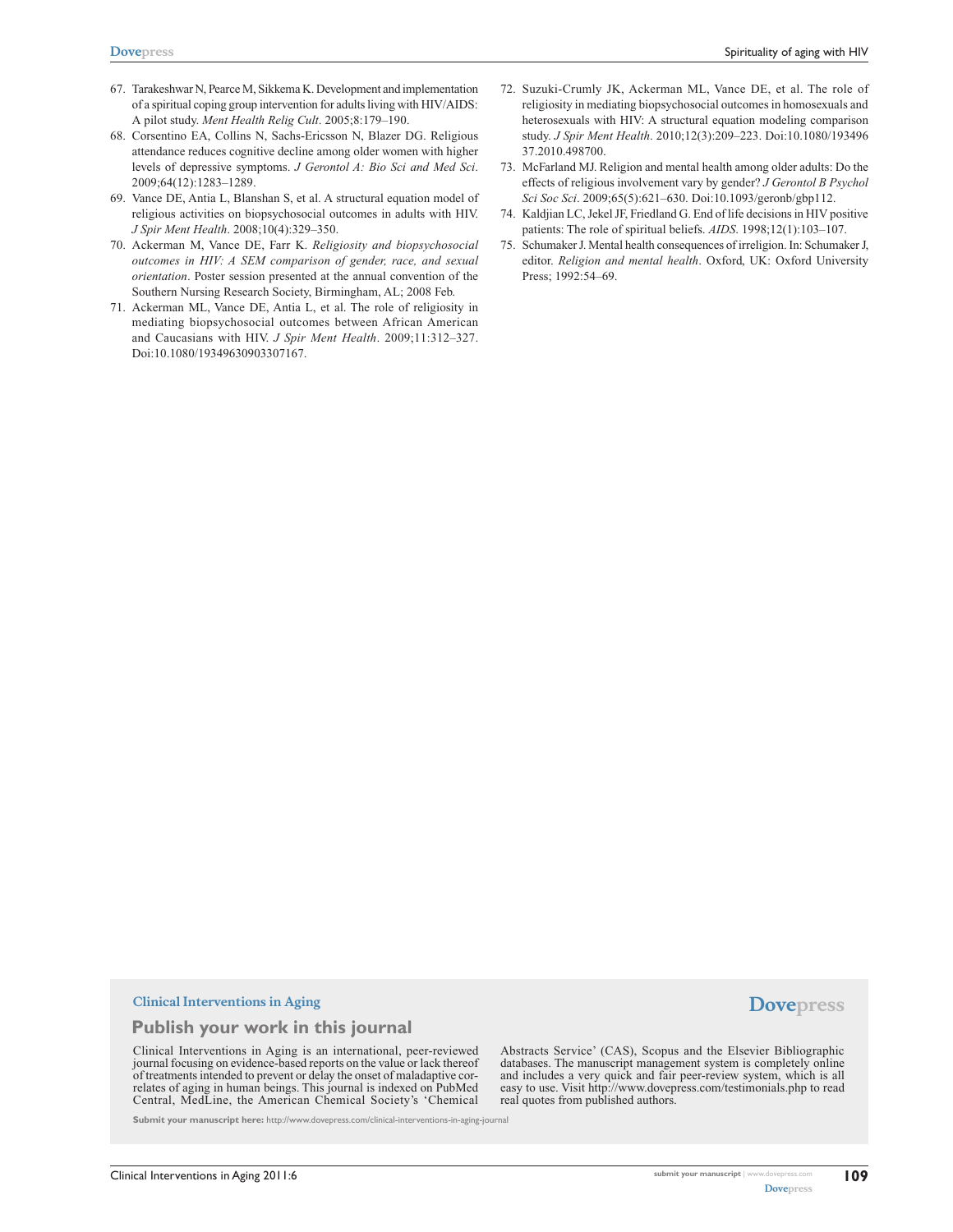67. Tarakeshwar N, Pearce M, Sikkema K. Development and implementation of a spiritual coping group intervention for adults living with HIV/AIDS: A pilot study. *Ment Health Relig Cult*. 2005;8:179–190.
68. Corsentino EA, Collins N, Sachs-Ericsson N, Blazer DG. Religious attendance reduces cognitive decline among older women with higher levels of depressive symptoms. *J Gerontol A: Bio Sci and Med Sci*. 2009;64(12):1283–1289.
69. Vance DE, Antia L, Blanshan S, et al. A structural equation model of religious activities on biopsychosocial outcomes in adults with HIV. *J Spir Ment Health*. 2008;10(4):329–350.
70. Ackerman M, Vance DE, Farr K. *Religiosity and biopsychosocial outcomes in HIV: A SEM comparison of gender, race, and sexual orientation*. Poster session presented at the annual convention of the Southern Nursing Research Society, Birmingham, AL; 2008 Feb.
71. Ackerman ML, Vance DE, Antia L, et al. The role of religiosity in mediating biopsychosocial outcomes between African American and Caucasians with HIV. *J Spir Ment Health*. 2009;11:312–327. Doi:10.1080/19349630903307167.
72. Suzuki-Crumly JK, Ackerman ML, Vance DE, et al. The role of religiosity in mediating biopsychosocial outcomes in homosexuals and heterosexuals with HIV: A structural equation modeling comparison study. *J Spir Ment Health*. 2010;12(3):209–223. Doi:10.1080/19349637.2010.498700.
73. McFarland MJ. Religion and mental health among older adults: Do the effects of religious involvement vary by gender? *J Gerontol B Psychol Sci Soc Sci*. 2009;65(5):621–630. Doi:10.1093/geronb/gbp112.
74. Kaldjian LC, Jekel JF, Friedland G. End of life decisions in HIV positive patients: The role of spiritual beliefs. *AIDS*. 1998;12(1):103–107.
75. Schumaker J. Mental health consequences of irreligion. In: Schumaker J, editor. *Religion and mental health*. Oxford, UK: Oxford University Press; 1992:54–69.

**Clinical Interventions in Aging**

## Publish your work in this journal

Clinical Interventions in Aging is an international, peer-reviewed journal focusing on evidence-based reports on the value or lack thereof of treatments intended to prevent or delay the onset of maladaptive correlates of aging in human beings. This journal is indexed on PubMed Central, MedLine, the American Chemical Society's 'Chemical Abstracts Service' (CAS), Scopus and the Elsevier Bibliographic databases. The manuscript management system is completely online and includes a very quick and fair peer-review system, which is all easy to use. Visit http://www.dovepress.com/testimonials.php to read real quotes from published authors.

**Submit your manuscript here:** http://www.dovepress.com/clinical-interventions-in-aging-journal